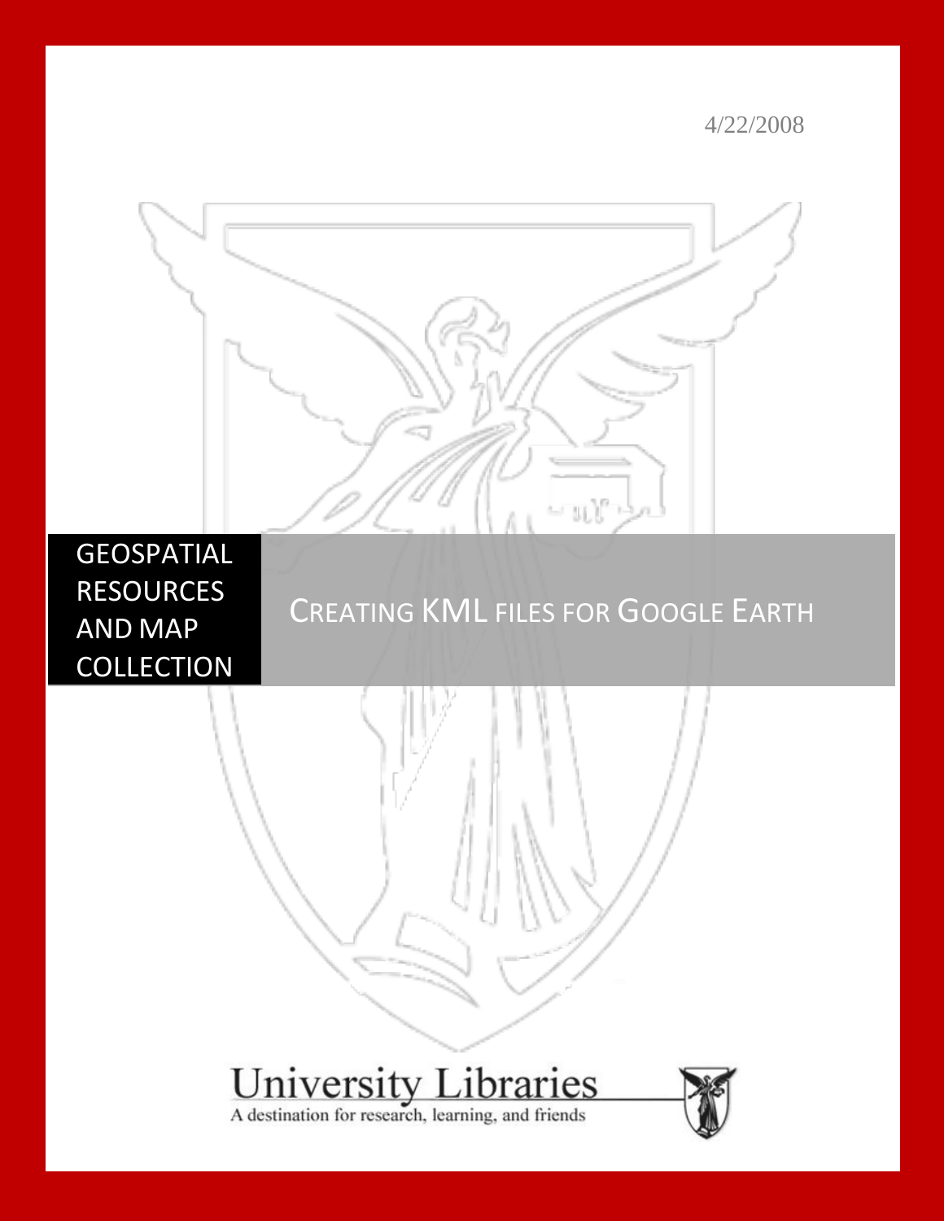4/22/2008

GEOSPATIAL RESOURCES AND MAP COLLECTION

# CREATING KML FILES FOR GOOGLE EARTH

University Libraries

A destination for research, learning, and friends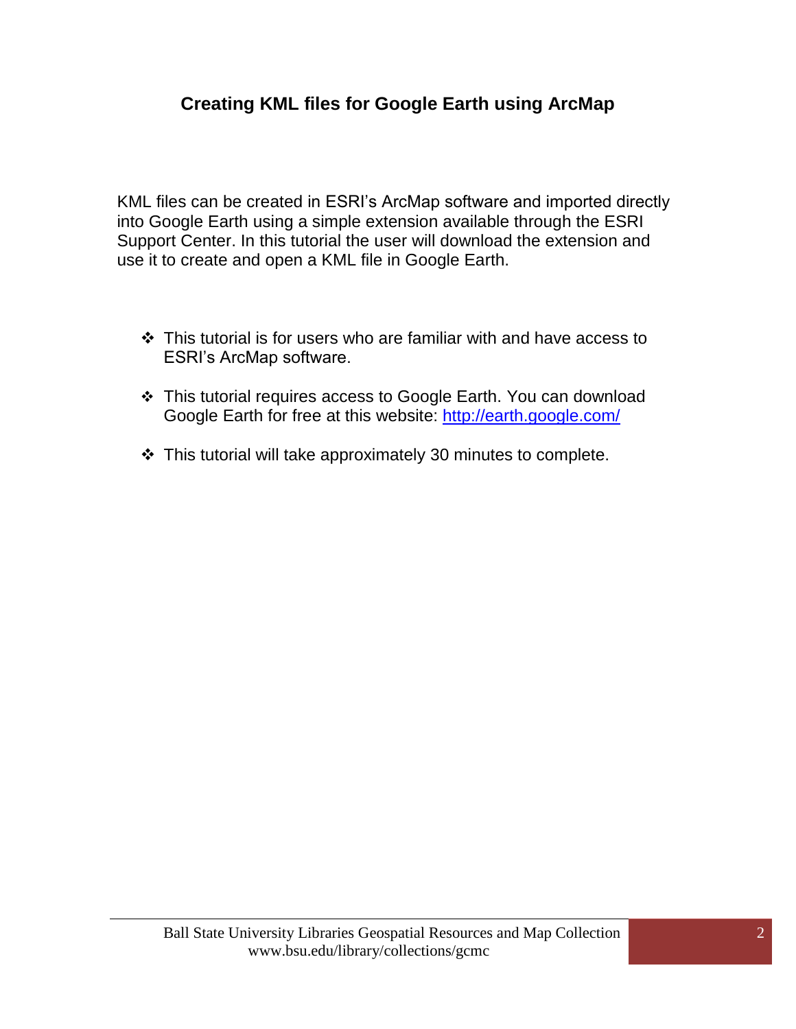# Creating KML files for Google Earth using ArcMap

KML files can be created in ESRI's ArcMap software and imported directly into Google Earth using a simple extension available through the ESRI Support Center. In this tutorial the user will download the extension and use it to create and open a KML file in Google Earth.

- This tutorial is for users who are familiar with and have access to ESRI's ArcMap software.
- This tutorial requires access to Google Earth. You can download Google Earth for free at this website: [http://earth.google.com/](http://earth.google.com/)
- This tutorial will take approximately 30 minutes to complete.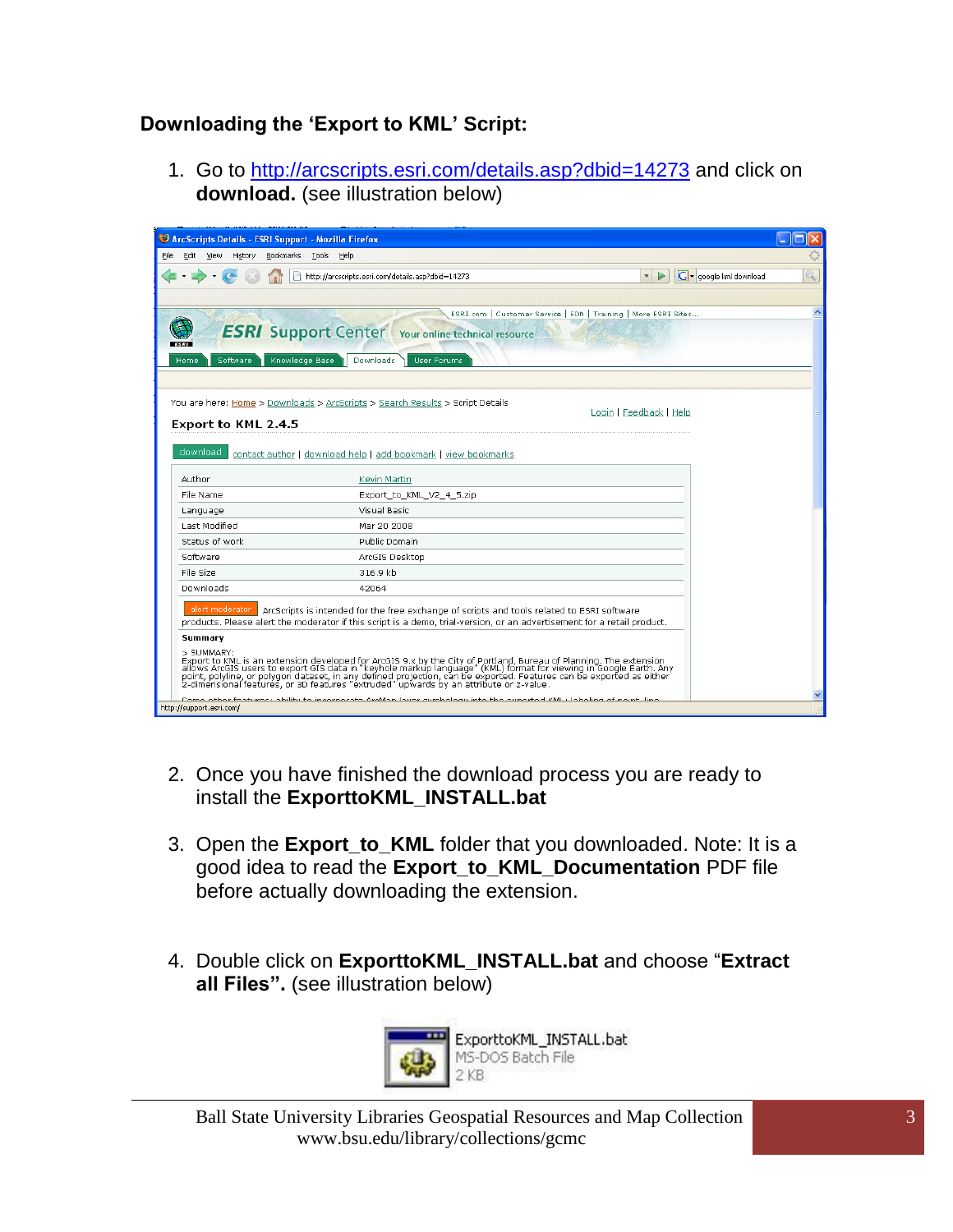## Downloading the 'Export to KML' Script:

1. Go to http://arcscripts.esri.com/details.asp?dbid=14273 and click on **download.** (see illustration below)

2. Once you have finished the download process you are ready to install the **ExporttoKML_INSTALL.bat**

3. Open the **Export_to_KML** folder that you downloaded. Note: It is a good idea to read the **Export_to_KML_Documentation** PDF file before actually downloading the extension.

4. Double click on **ExporttoKML_INSTALL.bat** and choose "**Extract all Files".** (see illustration below)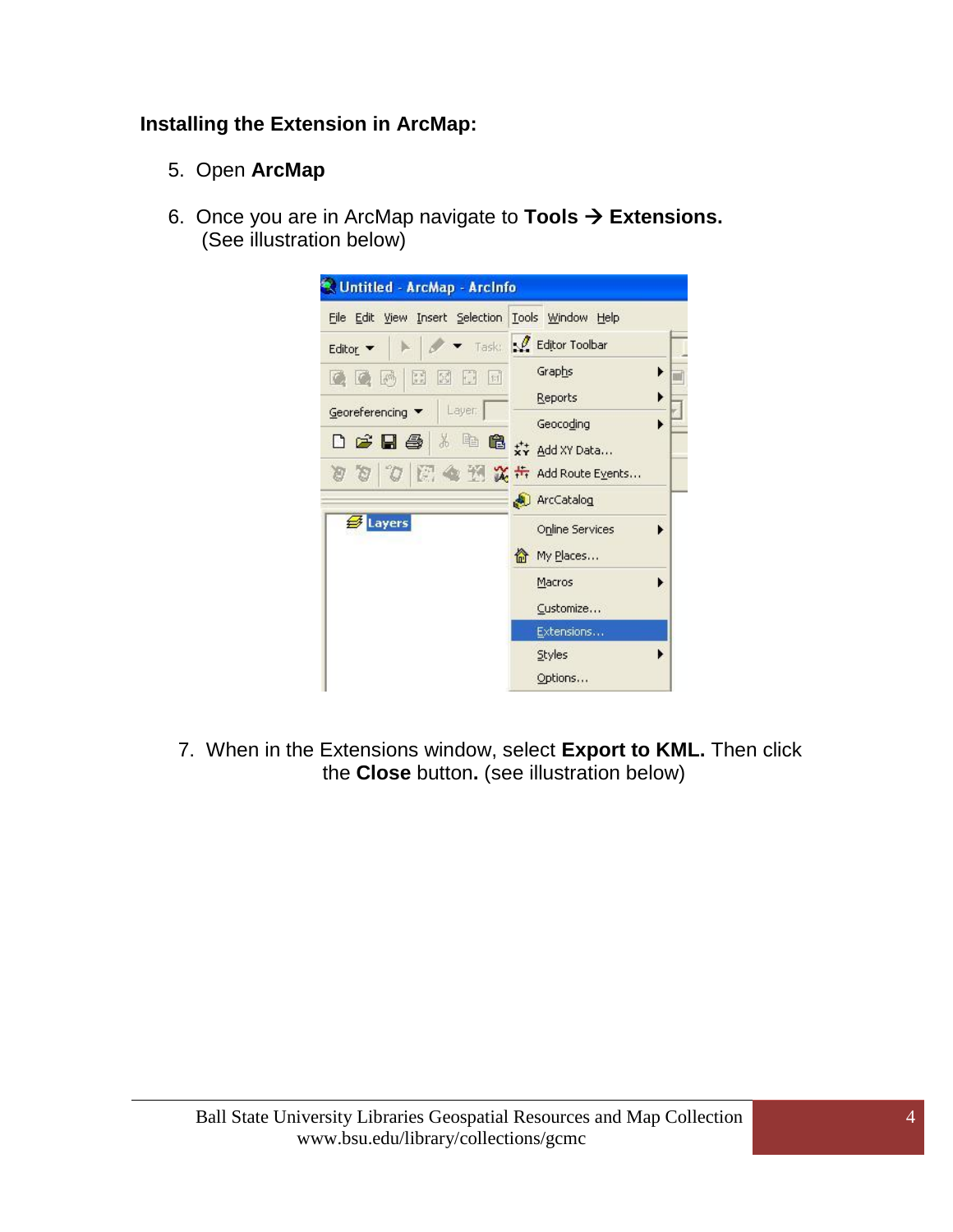**Installing the Extension in ArcMap:**

5. Open **ArcMap**

6. Once you are in ArcMap navigate to **Tools → Extensions.** (See illustration below)

7. When in the Extensions window, select **Export to KML.** Then click the **Close** button**.** (see illustration below)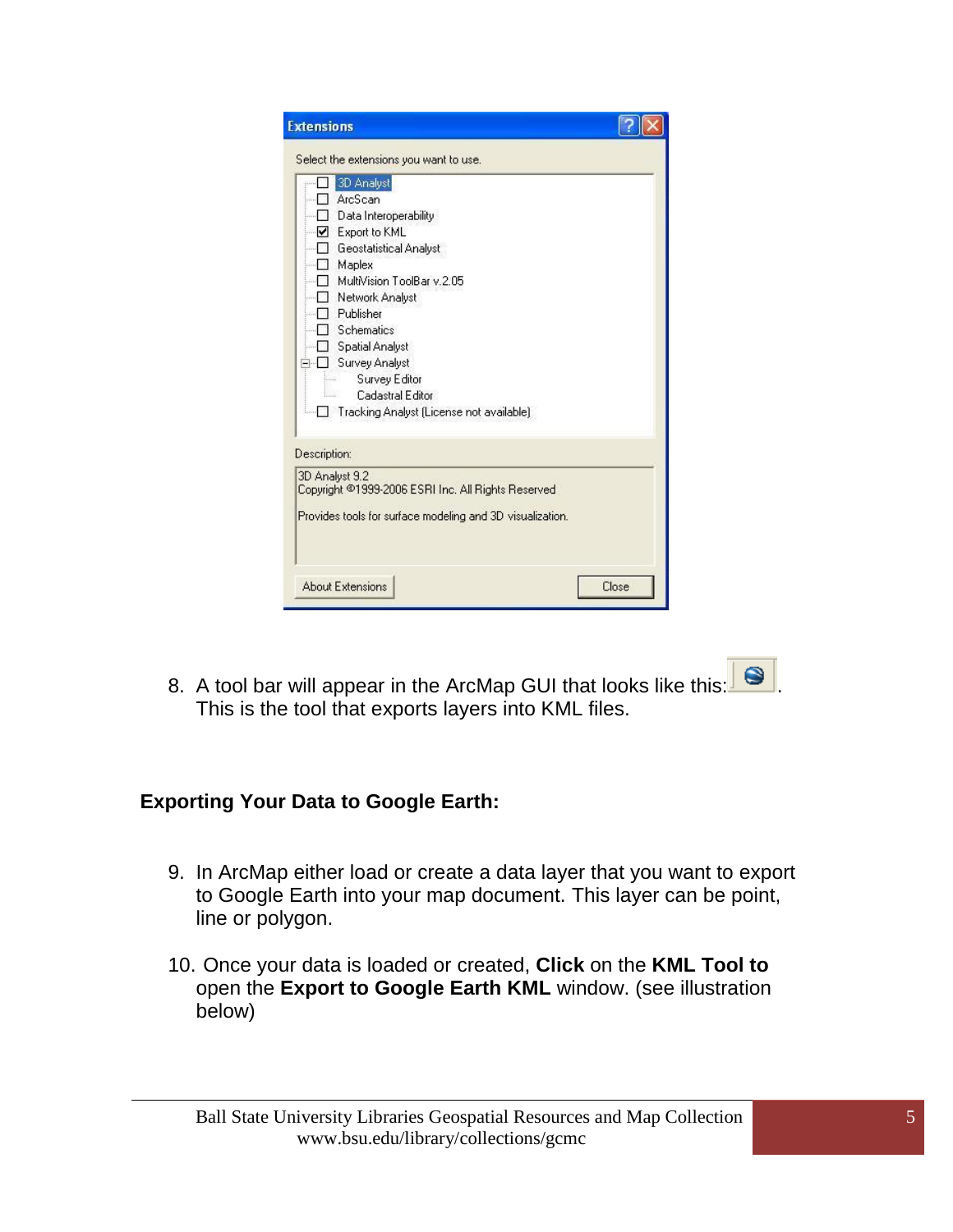8. A tool bar will appear in the ArcMap GUI that looks like this: . This is the tool that exports layers into KML files.

**Exporting Your Data to Google Earth:**

9. In ArcMap either load or create a data layer that you want to export to Google Earth into your map document. This layer can be point, line or polygon.

10. Once your data is loaded or created, **Click** on the **KML Tool to** open the **Export to Google Earth KML** window. (see illustration below)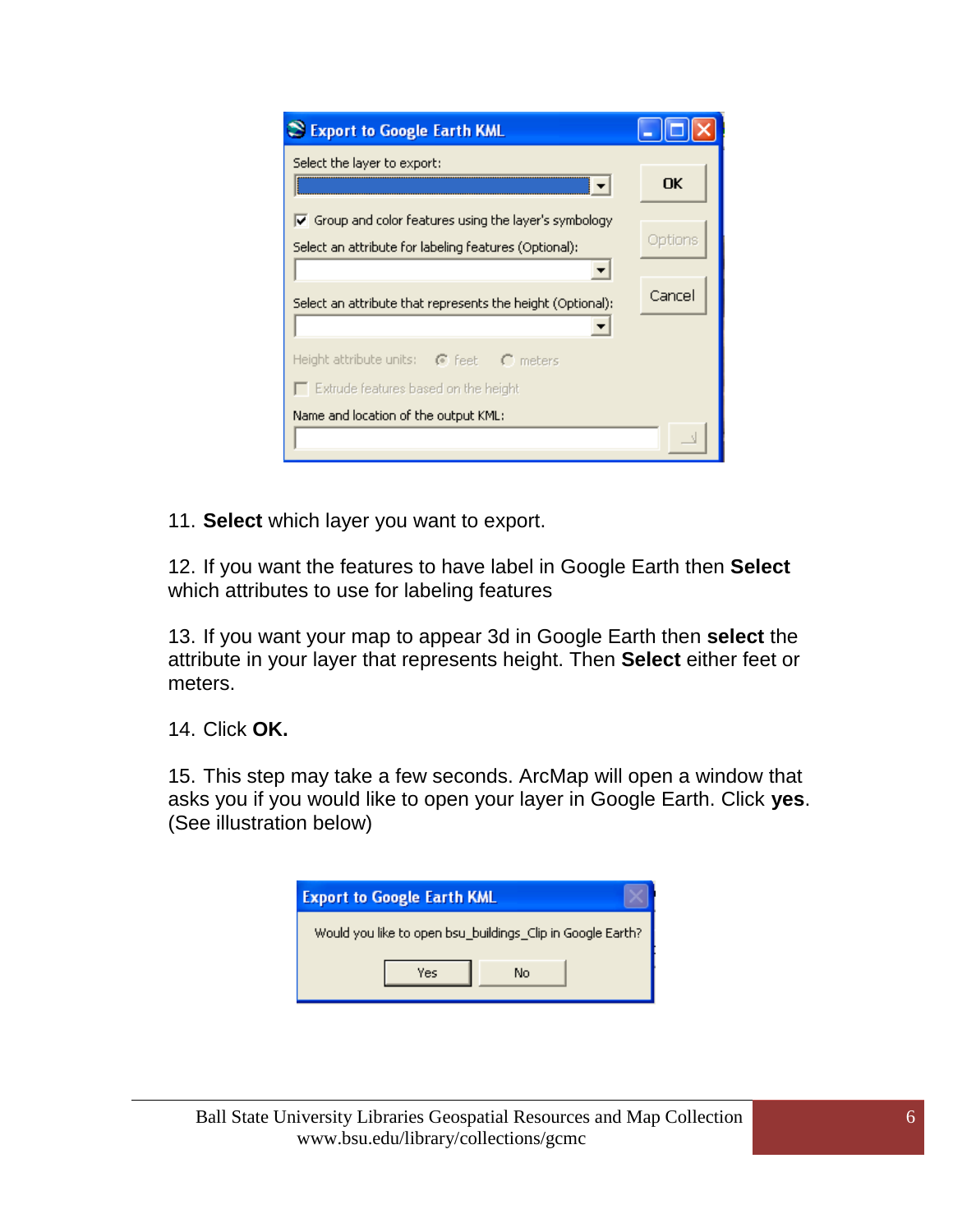11. **Select** which layer you want to export.

12. If you want the features to have label in Google Earth then **Select** which attributes to use for labeling features

13. If you want your map to appear 3d in Google Earth then **select** the attribute in your layer that represents height. Then **Select** either feet or meters.

14. Click **OK.**

15. This step may take a few seconds. ArcMap will open a window that asks you if you would like to open your layer in Google Earth. Click **yes**. (See illustration below)

Ball State University Libraries Geospatial Resources and Map Collection
www.bsu.edu/library/collections/gcmc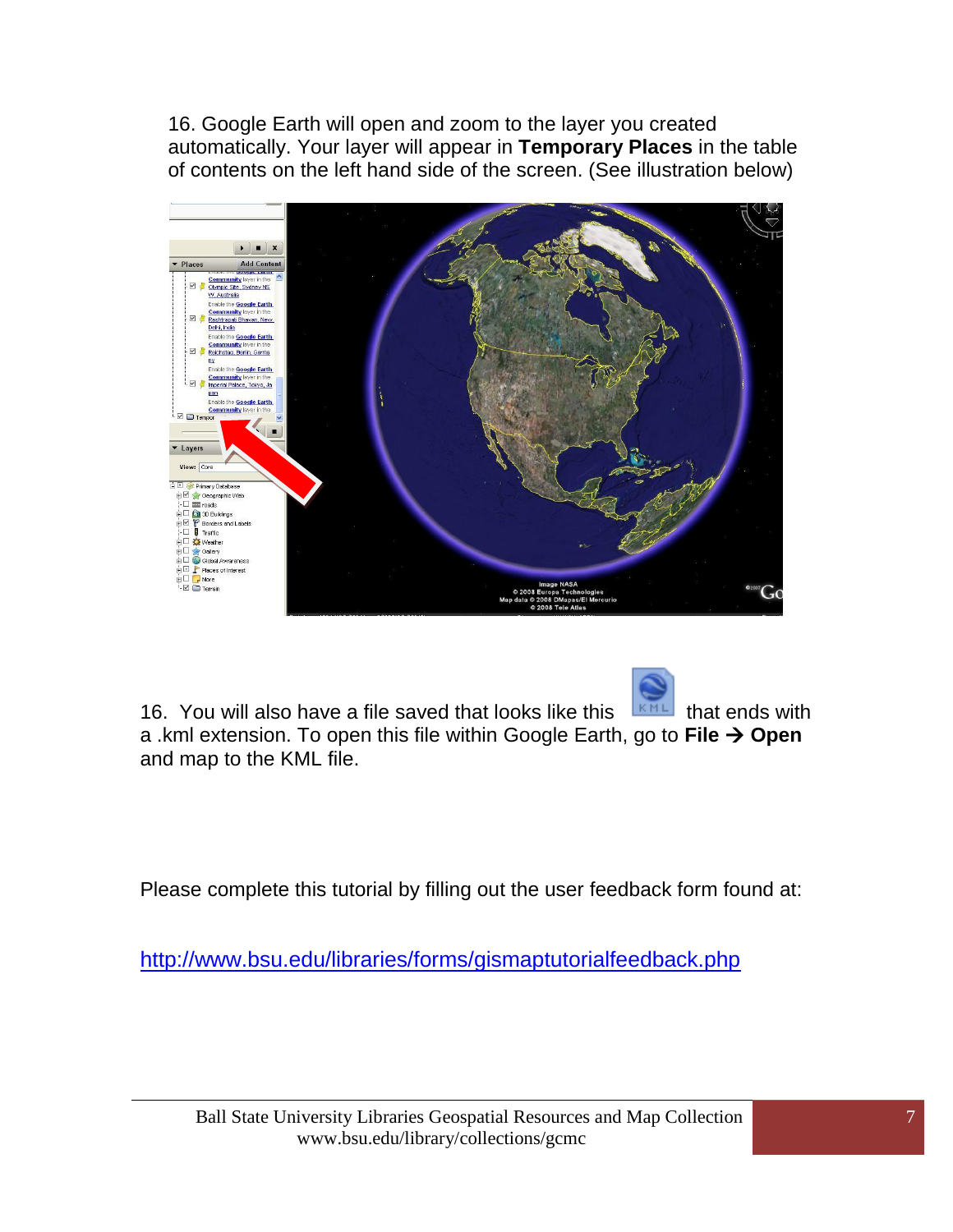16. Google Earth will open and zoom to the layer you created automatically. Your layer will appear in **Temporary Places** in the table of contents on the left hand side of the screen. (See illustration below)

16. You will also have a file saved that looks like this that ends with a .kml extension. To open this file within Google Earth, go to **File → Open** and map to the KML file.

Please complete this tutorial by filling out the user feedback form found at:

http://www.bsu.edu/libraries/forms/gismaptutorialfeedback.php